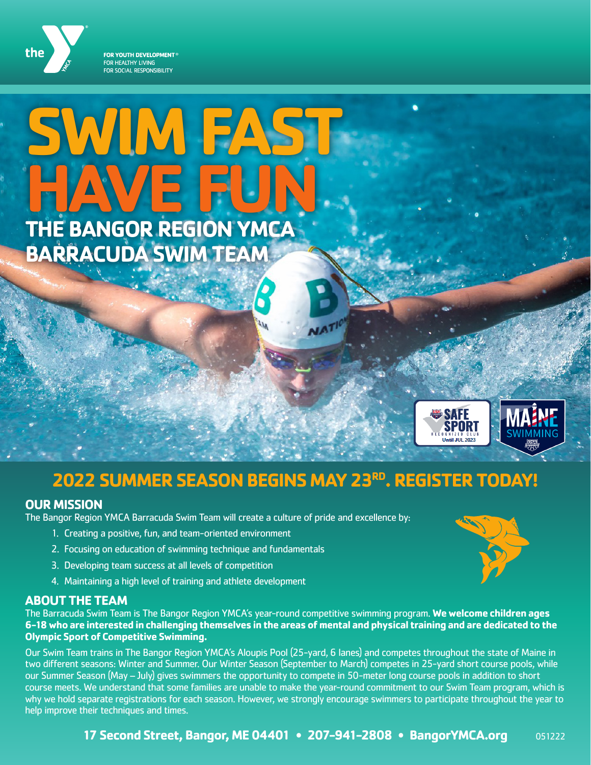the YMCA

FOR YOUTH DEVELOPMENT®
FOR HEALTHY LIVING
FOR SOCIAL RESPONSIBILITY

# SWIM FAST HAVE FUN

## THE BANGOR REGION YMCA BARRACUDA SWIM TEAM

SAFE SPORT RECOGNIZED CLUB Until JUL 2023

MAINE SWIMMING

## 2022 SUMMER SEASON BEGINS MAY 23RD. REGISTER TODAY!

### OUR MISSION

The Bangor Region YMCA Barracuda Swim Team will create a culture of pride and excellence by:

1. Creating a positive, fun, and team-oriented environment
2. Focusing on education of swimming technique and fundamentals
3. Developing team success at all levels of competition
4. Maintaining a high level of training and athlete development

### ABOUT THE TEAM

The Barracuda Swim Team is The Bangor Region YMCA's year-round competitive swimming program. **We welcome children ages 6-18 who are interested in challenging themselves in the areas of mental and physical training and are dedicated to the Olympic Sport of Competitive Swimming.**

Our Swim Team trains in The Bangor Region YMCA's Aloupis Pool (25-yard, 6 lanes) and competes throughout the state of Maine in two different seasons: Winter and Summer. Our Winter Season (September to March) competes in 25-yard short course pools, while our Summer Season (May – July) gives swimmers the opportunity to compete in 50-meter long course pools in addition to short course meets. We understand that some families are unable to make the year-round commitment to our Swim Team program, which is why we hold separate registrations for each season. However, we strongly encourage swimmers to participate throughout the year to help improve their techniques and times.

**17 Second Street, Bangor, ME 04401 • 207-941-2808 • BangorYMCA.org** 051222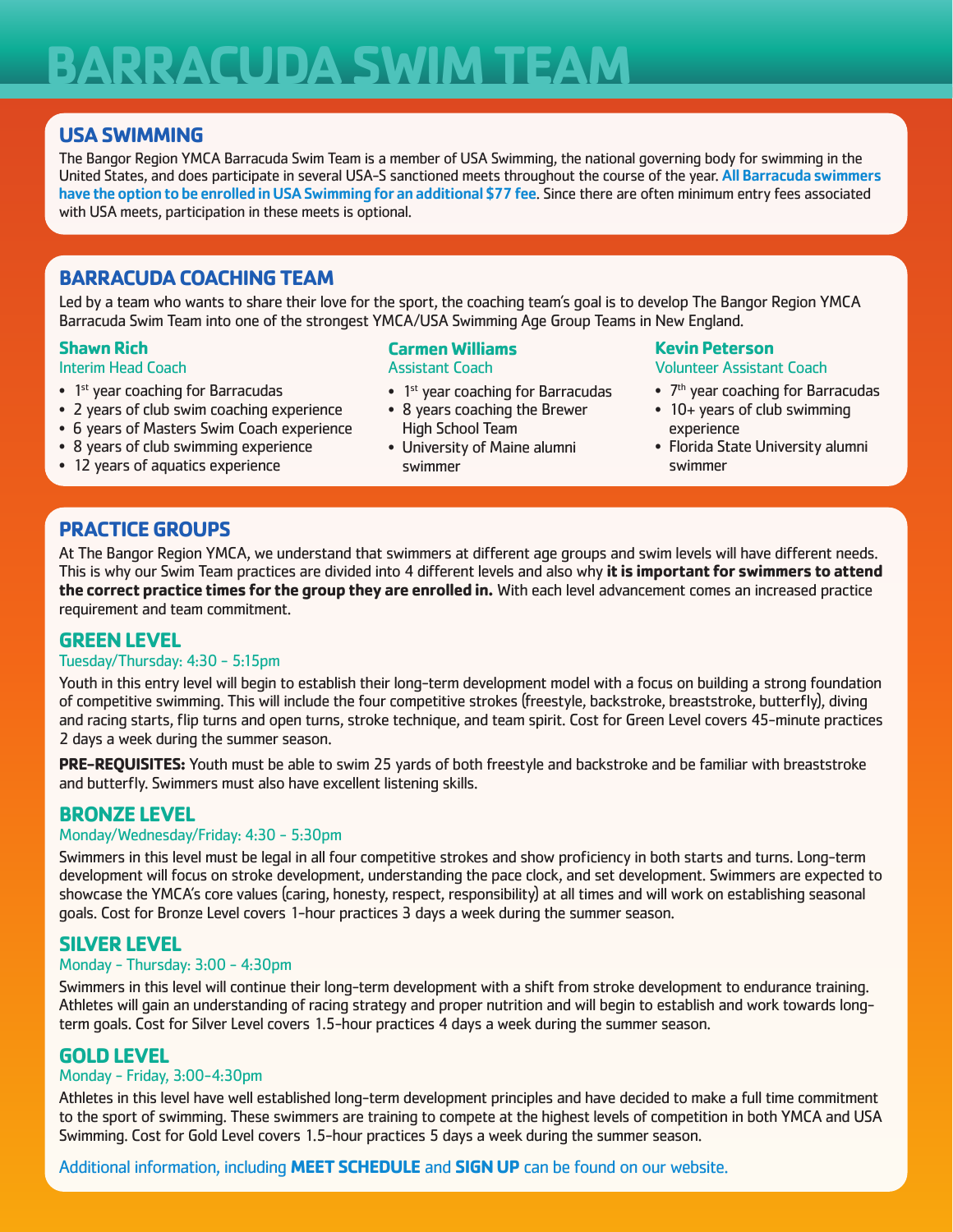# BARRACUDA SWIM TEAM

## USA SWIMMING

The Bangor Region YMCA Barracuda Swim Team is a member of USA Swimming, the national governing body for swimming in the United States, and does participate in several USA-S sanctioned meets throughout the course of the year. **All Barracuda swimmers have the option to be enrolled in USA Swimming for an additional $77 fee**. Since there are often minimum entry fees associated with USA meets, participation in these meets is optional.

## BARRACUDA COACHING TEAM

Led by a team who wants to share their love for the sport, the coaching team's goal is to develop The Bangor Region YMCA Barracuda Swim Team into one of the strongest YMCA/USA Swimming Age Group Teams in New England.

### Shawn Rich
Interim Head Coach

- 1st year coaching for Barracudas
- 2 years of club swim coaching experience
- 6 years of Masters Swim Coach experience
- 8 years of club swimming experience
- 12 years of aquatics experience

### Carmen Williams
Assistant Coach

- 1st year coaching for Barracudas
- 8 years coaching the Brewer High School Team
- University of Maine alumni swimmer

### Kevin Peterson
Volunteer Assistant Coach

- 7th year coaching for Barracudas
- 10+ years of club swimming experience
- Florida State University alumni swimmer

## PRACTICE GROUPS

At The Bangor Region YMCA, we understand that swimmers at different age groups and swim levels will have different needs. This is why our Swim Team practices are divided into 4 different levels and also why **it is important for swimmers to attend the correct practice times for the group they are enrolled in.** With each level advancement comes an increased practice requirement and team commitment.

### GREEN LEVEL
Tuesday/Thursday: 4:30 - 5:15pm

Youth in this entry level will begin to establish their long-term development model with a focus on building a strong foundation of competitive swimming. This will include the four competitive strokes (freestyle, backstroke, breaststroke, butterfly), diving and racing starts, flip turns and open turns, stroke technique, and team spirit. Cost for Green Level covers 45-minute practices 2 days a week during the summer season.

**PRE-REQUISITES:** Youth must be able to swim 25 yards of both freestyle and backstroke and be familiar with breaststroke and butterfly. Swimmers must also have excellent listening skills.

### BRONZE LEVEL
Monday/Wednesday/Friday: 4:30 - 5:30pm

Swimmers in this level must be legal in all four competitive strokes and show proficiency in both starts and turns. Long-term development will focus on stroke development, understanding the pace clock, and set development. Swimmers are expected to showcase the YMCA's core values (caring, honesty, respect, responsibility) at all times and will work on establishing seasonal goals. Cost for Bronze Level covers 1-hour practices 3 days a week during the summer season.

### SILVER LEVEL
Monday - Thursday: 3:00 - 4:30pm

Swimmers in this level will continue their long-term development with a shift from stroke development to endurance training. Athletes will gain an understanding of racing strategy and proper nutrition and will begin to establish and work towards long-term goals. Cost for Silver Level covers 1.5-hour practices 4 days a week during the summer season.

### GOLD LEVEL
Monday - Friday, 3:00-4:30pm

Athletes in this level have well established long-term development principles and have decided to make a full time commitment to the sport of swimming. These swimmers are training to compete at the highest levels of competition in both YMCA and USA Swimming. Cost for Gold Level covers 1.5-hour practices 5 days a week during the summer season.

Additional information, including **MEET SCHEDULE** and **SIGN UP** can be found on our website.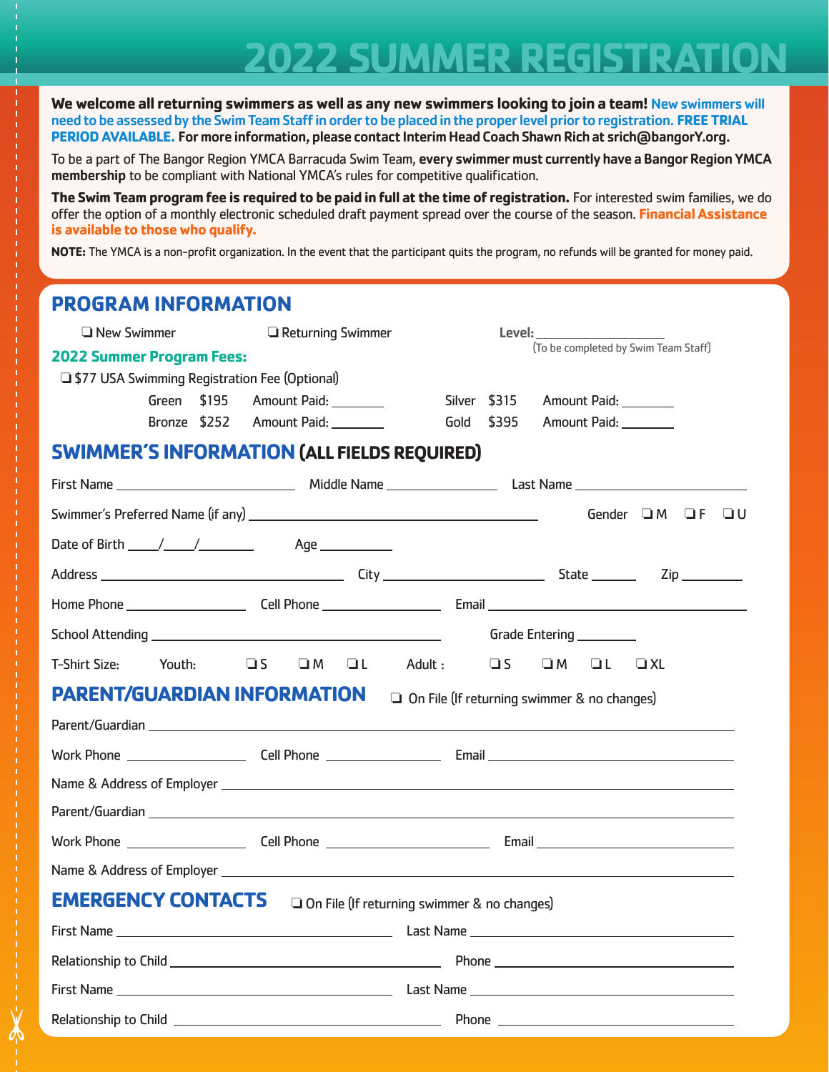# 2022 SUMMER REGISTRATION

**We welcome all returning swimmers as well as any new swimmers looking to join a team!** **New swimmers will need to be assessed by the Swim Team Staff in order to be placed in the proper level prior to registration. FREE TRIAL PERIOD AVAILABLE.** **For more information, please contact Interim Head Coach Shawn Rich at srich@bangorY.org.**

To be a part of The Bangor Region YMCA Barracuda Swim Team, **every swimmer must currently have a Bangor Region YMCA membership** to be compliant with National YMCA's rules for competitive qualification.

**The Swim Team program fee is required to be paid in full at the time of registration.** For interested swim families, we do offer the option of a monthly electronic scheduled draft payment spread over the course of the season. **Financial Assistance is available to those who qualify.**

**NOTE:** The YMCA is a non-profit organization. In the event that the participant quits the program, no refunds will be granted for money paid.

## PROGRAM INFORMATION

❑ New Swimmer ❑ Returning Swimmer Level: ____________________
(To be completed by Swim Team Staff)

**2022 Summer Program Fees:**

❑ $77 USA Swimming Registration Fee (Optional)

| | | | | | |
|---|---|---|---|---|---|
| Green | $195 | Amount Paid: ________ | Silver | $315 | Amount Paid: ________ |
| Bronze | $252 | Amount Paid: ________ | Gold | $395 | Amount Paid: ________ |

## SWIMMER'S INFORMATION (ALL FIELDS REQUIRED)

First Name ______________________ Middle Name ______________ Last Name ____________________

Swimmer's Preferred Name (if any) ______________________________________ Gender ❑ M ❑ F ❑ U

Date of Birth ____/____/________ Age __________

Address ______________________________ City ____________________ State ______ Zip ________

Home Phone _______________ Cell Phone _______________ Email ________________________________

School Attending ____________________________________ Grade Entering ________

T-Shirt Size: Youth: ❑ S ❑ M ❑ L Adult : ❑ S ❑ M ❑ L ❑ XL

## PARENT/GUARDIAN INFORMATION

❑ On File (If returning swimmer & no changes)

Parent/Guardian ______________________________________________________________________

Work Phone _______________ Cell Phone _______________ Email ______________________________

Name & Address of Employer ____________________________________________________________

Parent/Guardian ______________________________________________________________________

Work Phone _______________ Cell Phone ____________________ Email _________________________

Name & Address of Employer ____________________________________________________________

## EMERGENCY CONTACTS

❑ On File (If returning swimmer & no changes)

First Name __________________________________ Last Name ____________________________

Relationship to Child ______________________________ Phone ____________________________

First Name __________________________________ Last Name ____________________________

Relationship to Child ______________________________ Phone ____________________________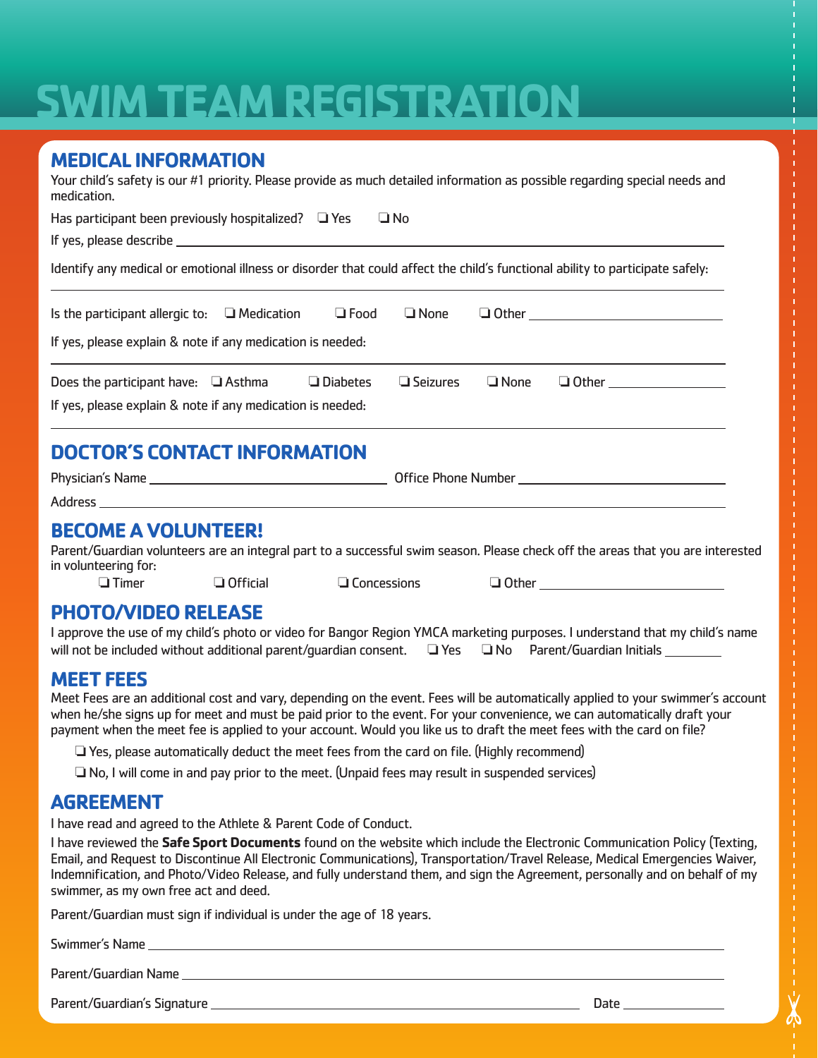# SWIM TEAM REGISTRATION

## MEDICAL INFORMATION

Your child's safety is our #1 priority. Please provide as much detailed information as possible regarding special needs and medication.

Has participant been previously hospitalized? ❑ Yes ❑ No

If yes, please describe ____________________________________________

Identify any medical or emotional illness or disorder that could affect the child's functional ability to participate safely:

____________________________________________

Is the participant allergic to: ❑ Medication ❑ Food ❑ None ❑ Other ____________

If yes, please explain & note if any medication is needed:

____________________________________________

Does the participant have: ❑ Asthma ❑ Diabetes ❑ Seizures ❑ None ❑ Other ____________

If yes, please explain & note if any medication is needed:

____________________________________________

## DOCTOR'S CONTACT INFORMATION

Physician's Name ____________________ Office Phone Number ____________________

Address ____________________________________________

## BECOME A VOLUNTEER!

Parent/Guardian volunteers are an integral part to a successful swim season. Please check off the areas that you are interested in volunteering for:

❑ Timer ❑ Official ❑ Concessions ❑ Other ____________

## PHOTO/VIDEO RELEASE

I approve the use of my child's photo or video for Bangor Region YMCA marketing purposes. I understand that my child's name will not be included without additional parent/guardian consent. ❑ Yes ❑ No Parent/Guardian Initials ________

## MEET FEES

Meet Fees are an additional cost and vary, depending on the event. Fees will be automatically applied to your swimmer's account when he/she signs up for meet and must be paid prior to the event. For your convenience, we can automatically draft your payment when the meet fee is applied to your account. Would you like us to draft the meet fees with the card on file?

❑ Yes, please automatically deduct the meet fees from the card on file. (Highly recommend)

❑ No, I will come in and pay prior to the meet. (Unpaid fees may result in suspended services)

## AGREEMENT

I have read and agreed to the Athlete & Parent Code of Conduct.

I have reviewed the **Safe Sport Documents** found on the website which include the Electronic Communication Policy (Texting, Email, and Request to Discontinue All Electronic Communications), Transportation/Travel Release, Medical Emergencies Waiver, Indemnification, and Photo/Video Release, and fully understand them, and sign the Agreement, personally and on behalf of my swimmer, as my own free act and deed.

Parent/Guardian must sign if individual is under the age of 18 years.

Swimmer's Name ____________________________________________

Parent/Guardian Name ____________________________________________

Parent/Guardian's Signature ______________________________ Date ____________